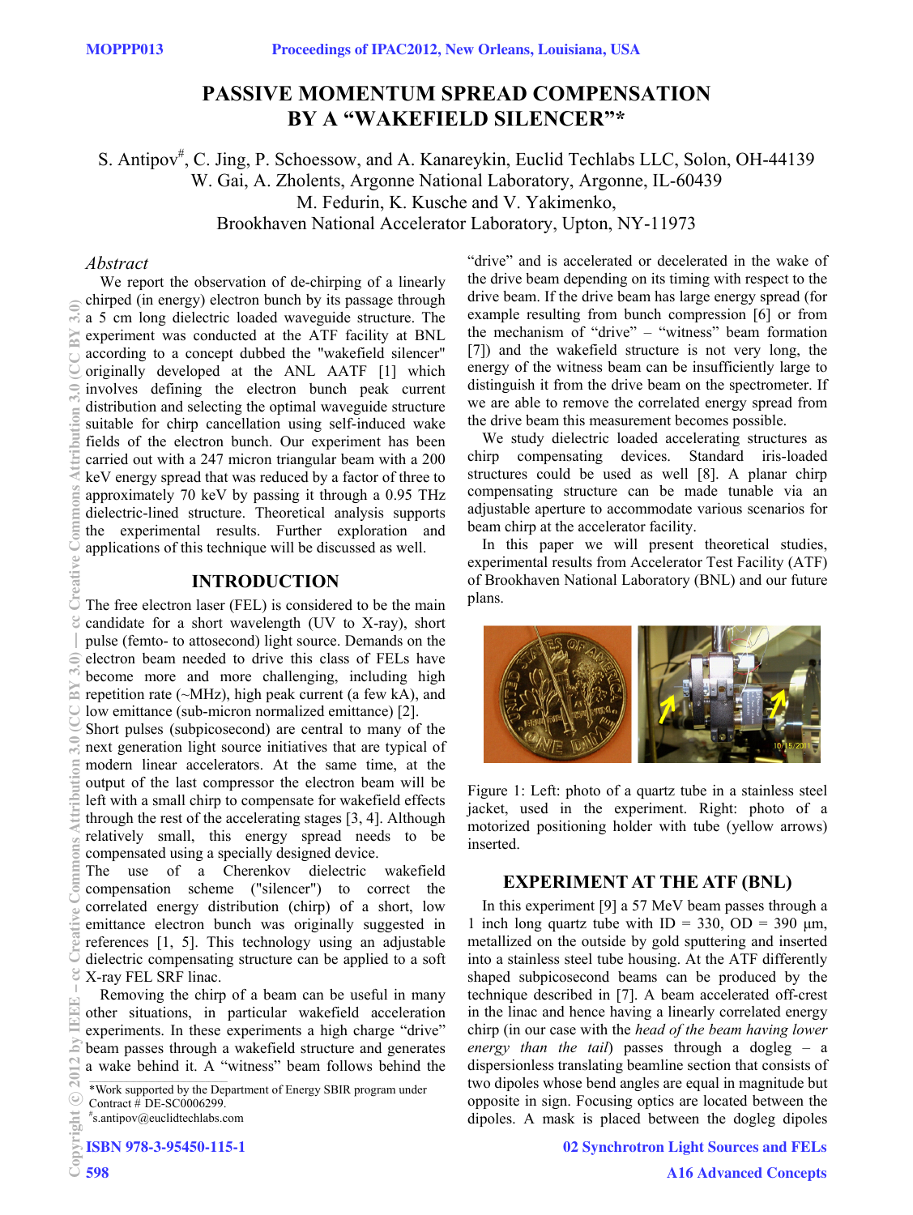# PASSIVE MOMENTUM SPREAD COMPENSATION BY A "WAKEFIELD SILENCER"*

S. Antipov[#], C. Jing, P. Schoessow, and A. Kanareykin, Euclid Techlabs LLC, Solon, OH-44139
W. Gai, A. Zholents, Argonne National Laboratory, Argonne, IL-60439
M. Fedurin, K. Kusche and V. Yakimenko,
Brookhaven National Accelerator Laboratory, Upton, NY-11973

## Abstract

We report the observation of de-chirping of a linearly chirped (in energy) electron bunch by its passage through a 5 cm long dielectric loaded waveguide structure. The experiment was conducted at the ATF facility at BNL according to a concept dubbed the "wakefield silencer" originally developed at the ANL AATF [1] which involves defining the electron bunch peak current distribution and selecting the optimal waveguide structure suitable for chirp cancellation using self-induced wake fields of the electron bunch. Our experiment has been carried out with a 247 micron triangular beam with a 200 keV energy spread that was reduced by a factor of three to approximately 70 keV by passing it through a 0.95 THz dielectric-lined structure. Theoretical analysis supports the experimental results. Further exploration and applications of this technique will be discussed as well.

## INTRODUCTION

The free electron laser (FEL) is considered to be the main candidate for a short wavelength (UV to X-ray), short pulse (femto- to attosecond) light source. Demands on the electron beam needed to drive this class of FELs have become more and more challenging, including high repetition rate (~MHz), high peak current (a few kA), and low emittance (sub-micron normalized emittance) [2]. Short pulses (subpicosecond) are central to many of the next generation light source initiatives that are typical of modern linear accelerators. At the same time, at the output of the last compressor the electron beam will be left with a small chirp to compensate for wakefield effects through the rest of the accelerating stages [3, 4]. Although relatively small, this energy spread needs to be compensated using a specially designed device.

The use of a Cherenkov dielectric wakefield compensation scheme ("silencer") to correct the correlated energy distribution (chirp) of a short, low emittance electron bunch was originally suggested in references [1, 5]. This technology using an adjustable dielectric compensating structure can be applied to a soft X-ray FEL SRF linac.

Removing the chirp of a beam can be useful in many other situations, in particular wakefield acceleration experiments. In these experiments a high charge "drive" beam passes through a wakefield structure and generates a wake behind it. A "witness" beam follows behind the "drive" and is accelerated or decelerated in the wake of the drive beam depending on its timing with respect to the drive beam. If the drive beam has large energy spread (for example resulting from bunch compression [6] or from the mechanism of "drive" – "witness" beam formation [7]) and the wakefield structure is not very long, the energy of the witness beam can be insufficiently large to distinguish it from the drive beam on the spectrometer. If we are able to remove the correlated energy spread from the drive beam this measurement becomes possible.

We study dielectric loaded accelerating structures as chirp compensating devices. Standard iris-loaded structures could be used as well [8]. A planar chirp compensating structure can be made tunable via an adjustable aperture to accommodate various scenarios for beam chirp at the accelerator facility.

In this paper we will present theoretical studies, experimental results from Accelerator Test Facility (ATF) of Brookhaven National Laboratory (BNL) and our future plans.

Figure 1: Left: photo of a quartz tube in a stainless steel jacket, used in the experiment. Right: photo of a motorized positioning holder with tube (yellow arrows) inserted.

## EXPERIMENT AT THE ATF (BNL)

In this experiment [9] a 57 MeV beam passes through a 1 inch long quartz tube with ID = 330, OD = 390 µm, metallized on the outside by gold sputtering and inserted into a stainless steel tube housing. At the ATF differently shaped subpicosecond beams can be produced by the technique described in [7]. A beam accelerated off-crest in the linac and hence having a linearly correlated energy chirp (in our case with the *head of the beam having lower energy than the tail*) passes through a dogleg – a dispersionless translating beamline section that consists of two dipoles whose bend angles are equal in magnitude but opposite in sign. Focusing optics are located between the dipoles. A mask is placed between the dogleg dipoles

*Work supported by the Department of Energy SBIR program under Contract # DE-SC0006299.
[#]s.antipov@euclidtechlabs.com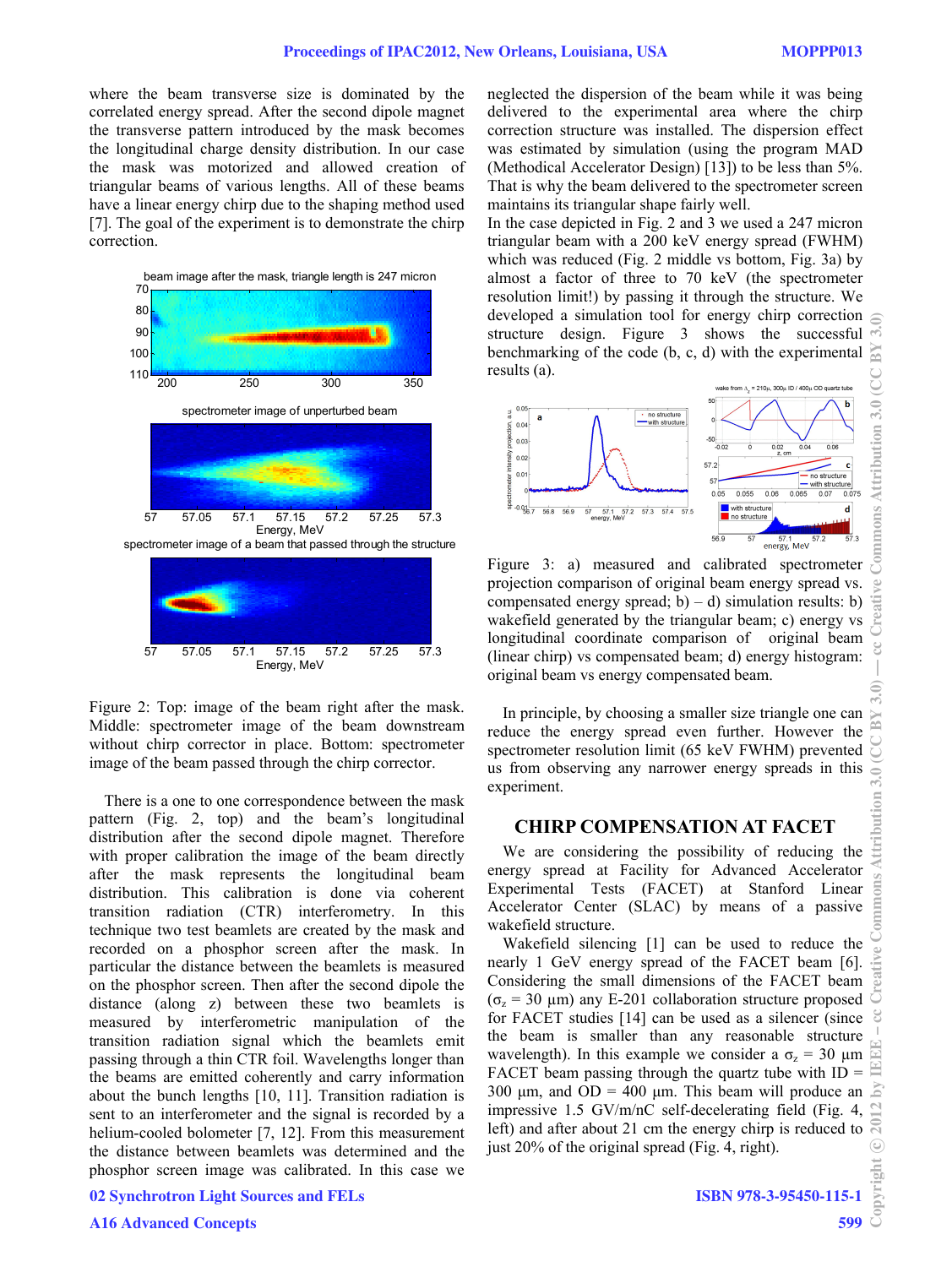where the beam transverse size is dominated by the correlated energy spread. After the second dipole magnet the transverse pattern introduced by the mask becomes the longitudinal charge density distribution. In our case the mask was motorized and allowed creation of triangular beams of various lengths. All of these beams have a linear energy chirp due to the shaping method used [7]. The goal of the experiment is to demonstrate the chirp correction.

Figure 2: Top: image of the beam right after the mask. Middle: spectrometer image of the beam downstream without chirp corrector in place. Bottom: spectrometer image of the beam passed through the chirp corrector.

There is a one to one correspondence between the mask pattern (Fig. 2, top) and the beam's longitudinal distribution after the second dipole magnet. Therefore with proper calibration the image of the beam directly after the mask represents the longitudinal beam distribution. This calibration is done via coherent transition radiation (CTR) interferometry. In this technique two test beamlets are created by the mask and recorded on a phosphor screen after the mask. In particular the distance between the beamlets is measured on the phosphor screen. Then after the second dipole the distance (along z) between these two beamlets is measured by interferometric manipulation of the transition radiation signal which the beamlets emit passing through a thin CTR foil. Wavelengths longer than the beams are emitted coherently and carry information about the bunch lengths [10, 11]. Transition radiation is sent to an interferometer and the signal is recorded by a helium-cooled bolometer [7, 12]. From this measurement the distance between beamlets was determined and the phosphor screen image was calibrated. In this case we neglected the dispersion of the beam while it was being delivered to the experimental area where the chirp correction structure was installed. The dispersion effect was estimated by simulation (using the program MAD (Methodical Accelerator Design) [13]) to be less than 5%. That is why the beam delivered to the spectrometer screen maintains its triangular shape fairly well.

In the case depicted in Fig. 2 and 3 we used a 247 micron triangular beam with a 200 keV energy spread (FWHM) which was reduced (Fig. 2 middle vs bottom, Fig. 3a) by almost a factor of three to 70 keV (the spectrometer resolution limit!) by passing it through the structure. We developed a simulation tool for energy chirp correction structure design. Figure 3 shows the successful benchmarking of the code (b, c, d) with the experimental results (a).

Figure 3: a) measured and calibrated spectrometer projection comparison of original beam energy spread vs. compensated energy spread; b) – d) simulation results: b) wakefield generated by the triangular beam; c) energy vs longitudinal coordinate comparison of original beam (linear chirp) vs compensated beam; d) energy histogram: original beam vs energy compensated beam.

In principle, by choosing a smaller size triangle one can reduce the energy spread even further. However the spectrometer resolution limit (65 keV FWHM) prevented us from observing any narrower energy spreads in this experiment.

## CHIRP COMPENSATION AT FACET

We are considering the possibility of reducing the energy spread at Facility for Advanced Accelerator Experimental Tests (FACET) at Stanford Linear Accelerator Center (SLAC) by means of a passive wakefield structure.

Wakefield silencing [1] can be used to reduce the nearly 1 GeV energy spread of the FACET beam [6]. Considering the small dimensions of the FACET beam ($\sigma_z$ = 30 μm) any E-201 collaboration structure proposed for FACET studies [14] can be used as a silencer (since the beam is smaller than any reasonable structure wavelength). In this example we consider a $\sigma_z$ = 30 μm FACET beam passing through the quartz tube with ID = 300 μm, and OD = 400 μm. This beam will produce an impressive 1.5 GV/m/nC self-decelerating field (Fig. 4, left) and after about 21 cm the energy chirp is reduced to just 20% of the original spread (Fig. 4, right).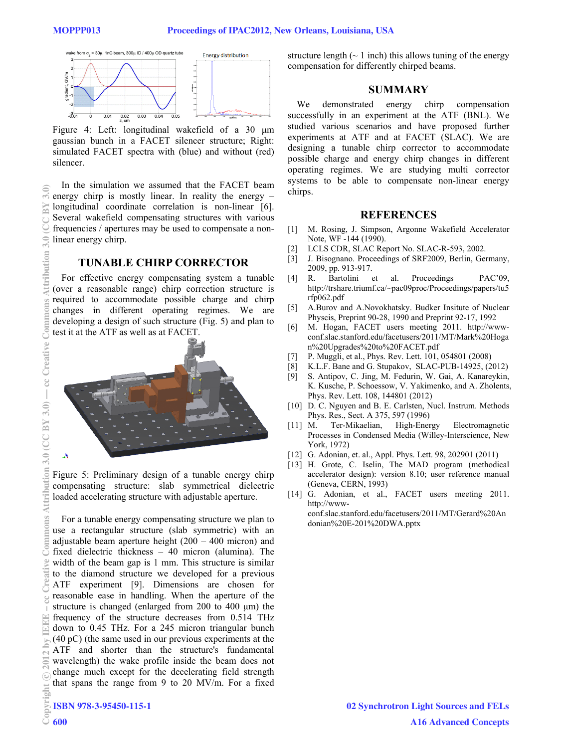wake from $\sigma_z$ = 30μ, 1nC beam, 300μ ID / 400μ OD quartz tube

gradient, GV/m

z, cm

Energy distribution

Figure 4: Left: longitudinal wakefield of a 30 μm gaussian bunch in a FACET silencer structure; Right: simulated FACET spectra with (blue) and without (red) silencer.

In the simulation we assumed that the FACET beam energy chirp is mostly linear. In reality the energy – longitudinal coordinate correlation is non-linear [6]. Several wakefield compensating structures with various frequencies / apertures may be used to compensate a non-linear energy chirp.

## TUNABLE CHIRP CORRECTOR

For effective energy compensating system a tunable (over a reasonable range) chirp correction structure is required to accommodate possible charge and chirp changes in different operating regimes. We are developing a design of such structure (Fig. 5) and plan to test it at the ATF as well as at FACET.

Figure 5: Preliminary design of a tunable energy chirp compensating structure: slab symmetrical dielectric loaded accelerating structure with adjustable aperture.

For a tunable energy compensating structure we plan to use a rectangular structure (slab symmetric) with an adjustable beam aperture height (200 – 400 micron) and fixed dielectric thickness – 40 micron (alumina). The width of the beam gap is 1 mm. This structure is similar to the diamond structure we developed for a previous ATF experiment [9]. Dimensions are chosen for reasonable ease in handling. When the aperture of the structure is changed (enlarged from 200 to 400 μm) the frequency of the structure decreases from 0.514 THz down to 0.45 THz. For a 245 micron triangular bunch (40 pC) (the same used in our previous experiments at the ATF and shorter than the structure's fundamental wavelength) the wake profile inside the beam does not change much except for the decelerating field strength that spans the range from 9 to 20 MV/m. For a fixed structure length (~ 1 inch) this allows tuning of the energy compensation for differently chirped beams.

## SUMMARY

We demonstrated energy chirp compensation successfully in an experiment at the ATF (BNL). We studied various scenarios and have proposed further experiments at ATF and at FACET (SLAC). We are designing a tunable chirp corrector to accommodate possible charge and energy chirp changes in different operating regimes. We are studying multi corrector systems to be able to compensate non-linear energy chirps.

## REFERENCES

[1] M. Rosing, J. Simpson, Argonne Wakefield Accelerator Note, WF -144 (1990).

[2] LCLS CDR, SLAC Report No. SLAC-R-593, 2002.

[3] J. Bisognano. Proceedings of SRF2009, Berlin, Germany, 2009, pp. 913-917.

[4] R. Bartolini et al. Proceedings PAC'09, http://trshare.triumf.ca/~pac09proc/Proceedings/papers/tu5rfp062.pdf

[5] A.Burov and A.Novokhatsky. Budker Insitute of Nuclear Physcis, Preprint 90-28, 1990 and Preprint 92-17, 1992

[6] M. Hogan, FACET users meeting 2011. http://www-conf.slac.stanford.edu/facetusers/2011/MT/Mark%20Hogan%20Upgrades%20to%20FACET.pdf

[7] P. Muggli, et al., Phys. Rev. Lett. 101, 054801 (2008)

[8] K.L.F. Bane and G. Stupakov, SLAC-PUB-14925, (2012)

[9] S. Antipov, C. Jing, M. Fedurin, W. Gai, A. Kanareykin, K. Kusche, P. Schoessow, V. Yakimenko, and A. Zholents, Phys. Rev. Lett. 108, 144801 (2012)

[10] D. C. Nguyen and B. E. Carlsten, Nucl. Instrum. Methods Phys. Res., Sect. A 375, 597 (1996)

[11] M. Ter-Mikaelian, High-Energy Electromagnetic Processes in Condensed Media (Willey-Interscience, New York, 1972)

[12] G. Adonian, et. al., Appl. Phys. Lett. 98, 202901 (2011)

[13] H. Grote, C. Iselin, The MAD program (methodical accelerator design): version 8.10; user reference manual (Geneva, CERN, 1993)

[14] G. Adonian, et al., FACET users meeting 2011. http://www-conf.stanford.edu/facetusers/2011/MT/Gerard%20Andonian%20E-201%20DWA.pptx